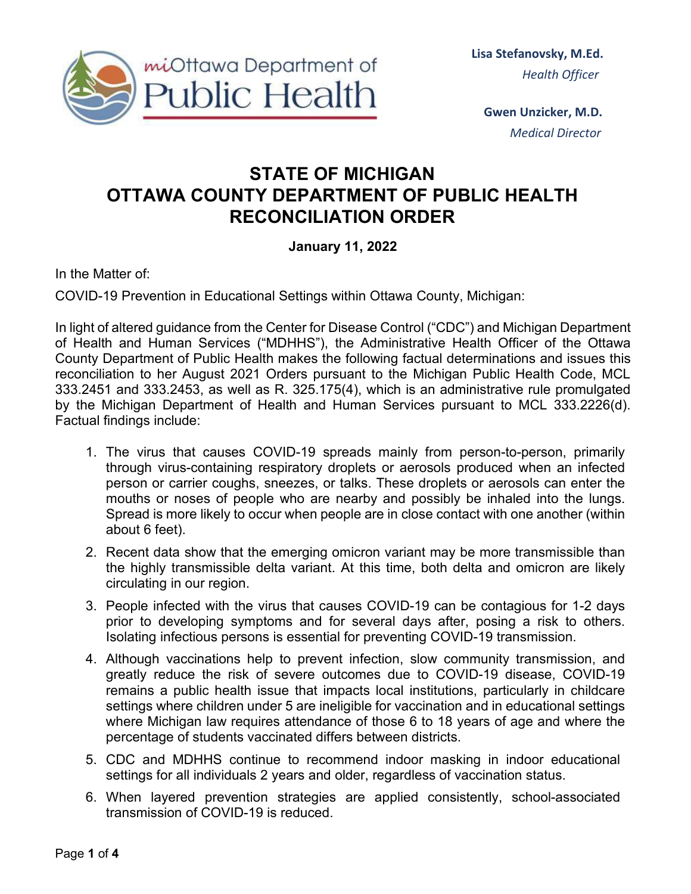miOttawa Department of Public Health

**Lisa Stefanovsky, M.Ed.**
*Health Officer*

**Gwen Unzicker, M.D.**
*Medical Director*

# STATE OF MICHIGAN
# OTTAWA COUNTY DEPARTMENT OF PUBLIC HEALTH
# RECONCILIATION ORDER

**January 11, 2022**

In the Matter of:

COVID-19 Prevention in Educational Settings within Ottawa County, Michigan:

In light of altered guidance from the Center for Disease Control ("CDC") and Michigan Department of Health and Human Services ("MDHHS"), the Administrative Health Officer of the Ottawa County Department of Public Health makes the following factual determinations and issues this reconciliation to her August 2021 Orders pursuant to the Michigan Public Health Code, MCL 333.2451 and 333.2453, as well as R. 325.175(4), which is an administrative rule promulgated by the Michigan Department of Health and Human Services pursuant to MCL 333.2226(d). Factual findings include:

1. The virus that causes COVID-19 spreads mainly from person-to-person, primarily through virus-containing respiratory droplets or aerosols produced when an infected person or carrier coughs, sneezes, or talks. These droplets or aerosols can enter the mouths or noses of people who are nearby and possibly be inhaled into the lungs. Spread is more likely to occur when people are in close contact with one another (within about 6 feet).
2. Recent data show that the emerging omicron variant may be more transmissible than the highly transmissible delta variant. At this time, both delta and omicron are likely circulating in our region.
3. People infected with the virus that causes COVID-19 can be contagious for 1-2 days prior to developing symptoms and for several days after, posing a risk to others. Isolating infectious persons is essential for preventing COVID-19 transmission.
4. Although vaccinations help to prevent infection, slow community transmission, and greatly reduce the risk of severe outcomes due to COVID-19 disease, COVID-19 remains a public health issue that impacts local institutions, particularly in childcare settings where children under 5 are ineligible for vaccination and in educational settings where Michigan law requires attendance of those 6 to 18 years of age and where the percentage of students vaccinated differs between districts.
5. CDC and MDHHS continue to recommend indoor masking in indoor educational settings for all individuals 2 years and older, regardless of vaccination status.
6. When layered prevention strategies are applied consistently, school-associated transmission of COVID-19 is reduced.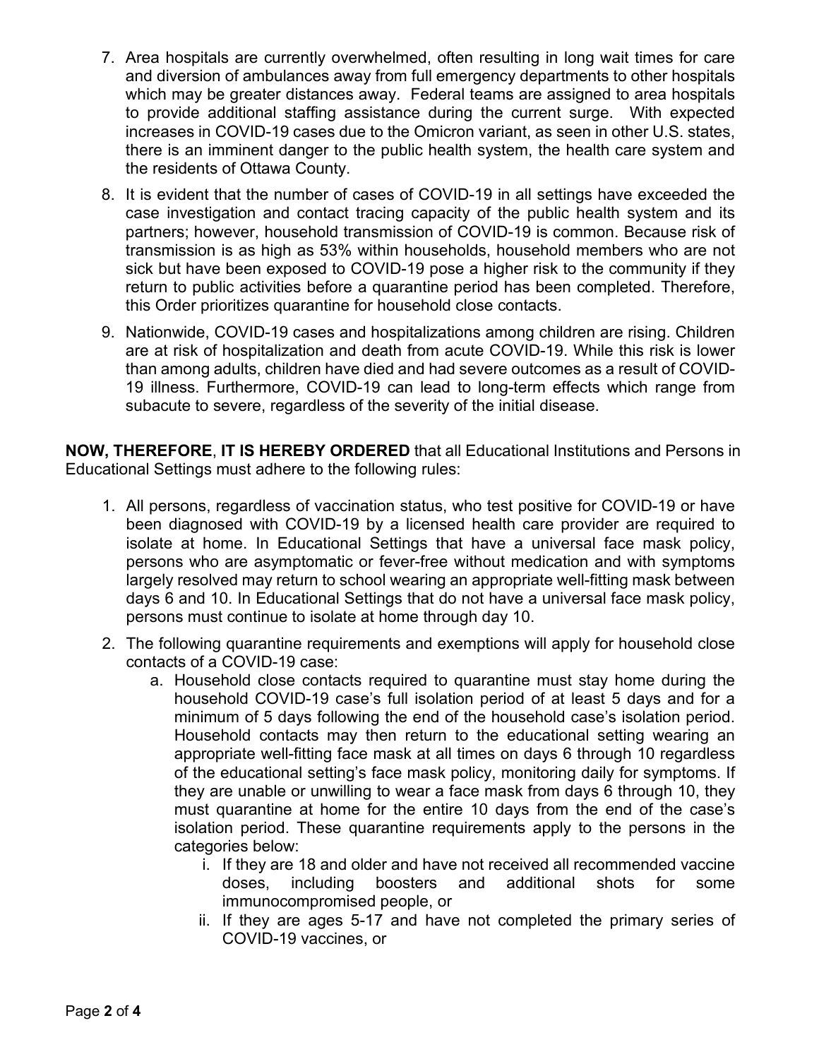7. Area hospitals are currently overwhelmed, often resulting in long wait times for care and diversion of ambulances away from full emergency departments to other hospitals which may be greater distances away. Federal teams are assigned to area hospitals to provide additional staffing assistance during the current surge. With expected increases in COVID-19 cases due to the Omicron variant, as seen in other U.S. states, there is an imminent danger to the public health system, the health care system and the residents of Ottawa County.

8. It is evident that the number of cases of COVID-19 in all settings have exceeded the case investigation and contact tracing capacity of the public health system and its partners; however, household transmission of COVID-19 is common. Because risk of transmission is as high as 53% within households, household members who are not sick but have been exposed to COVID-19 pose a higher risk to the community if they return to public activities before a quarantine period has been completed. Therefore, this Order prioritizes quarantine for household close contacts.

9. Nationwide, COVID-19 cases and hospitalizations among children are rising. Children are at risk of hospitalization and death from acute COVID-19. While this risk is lower than among adults, children have died and had severe outcomes as a result of COVID-19 illness. Furthermore, COVID-19 can lead to long-term effects which range from subacute to severe, regardless of the severity of the initial disease.

**NOW, THEREFORE**, **IT IS HEREBY ORDERED** that all Educational Institutions and Persons in Educational Settings must adhere to the following rules:

1. All persons, regardless of vaccination status, who test positive for COVID-19 or have been diagnosed with COVID-19 by a licensed health care provider are required to isolate at home. In Educational Settings that have a universal face mask policy, persons who are asymptomatic or fever-free without medication and with symptoms largely resolved may return to school wearing an appropriate well-fitting mask between days 6 and 10. In Educational Settings that do not have a universal face mask policy, persons must continue to isolate at home through day 10.

2. The following quarantine requirements and exemptions will apply for household close contacts of a COVID-19 case:
   a. Household close contacts required to quarantine must stay home during the household COVID-19 case's full isolation period of at least 5 days and for a minimum of 5 days following the end of the household case's isolation period. Household contacts may then return to the educational setting wearing an appropriate well-fitting face mask at all times on days 6 through 10 regardless of the educational setting's face mask policy, monitoring daily for symptoms. If they are unable or unwilling to wear a face mask from days 6 through 10, they must quarantine at home for the entire 10 days from the end of the case's isolation period. These quarantine requirements apply to the persons in the categories below:
      i. If they are 18 and older and have not received all recommended vaccine doses, including boosters and additional shots for some immunocompromised people, or
      ii. If they are ages 5-17 and have not completed the primary series of COVID-19 vaccines, or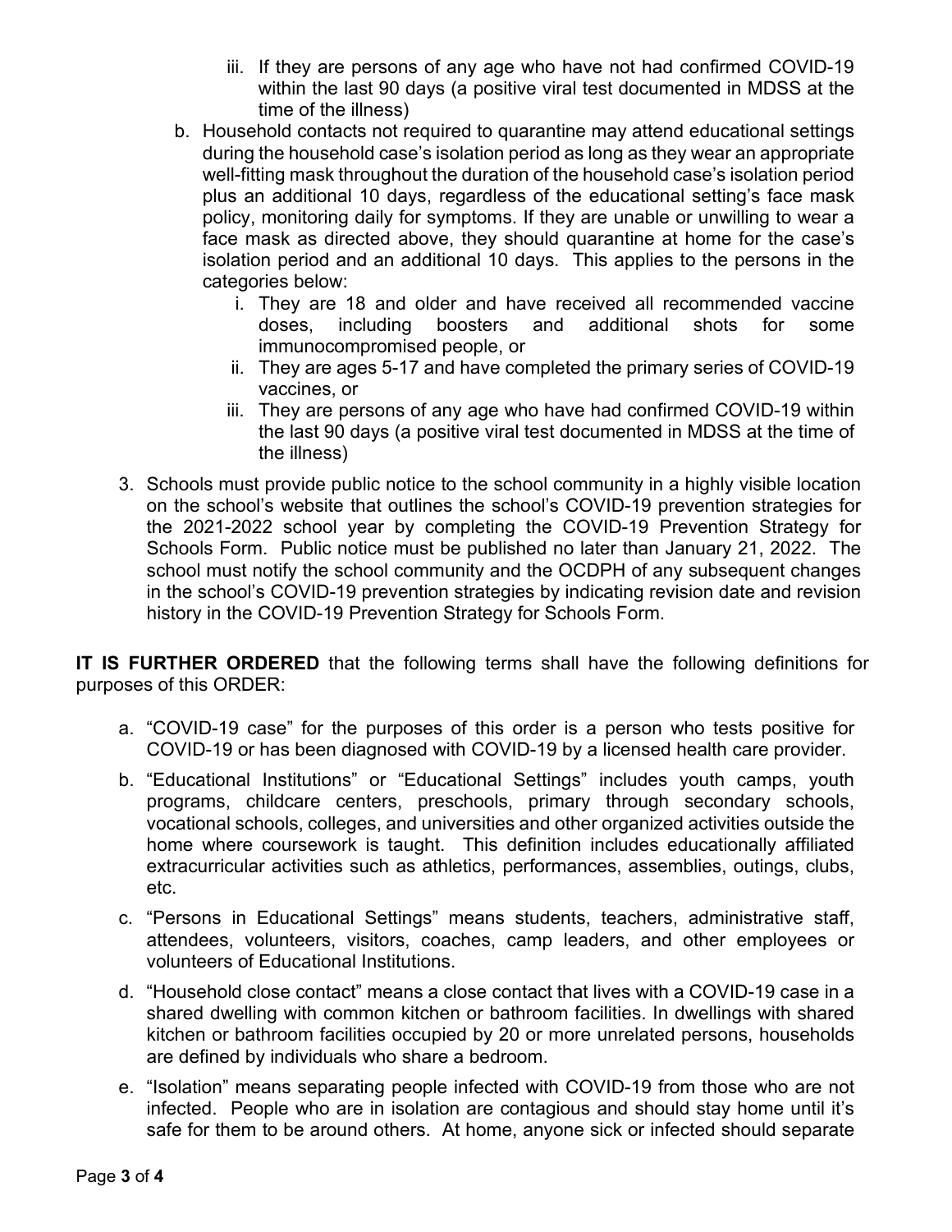iii. If they are persons of any age who have not had confirmed COVID-19 within the last 90 days (a positive viral test documented in MDSS at the time of the illness)

b. Household contacts not required to quarantine may attend educational settings during the household case's isolation period as long as they wear an appropriate well-fitting mask throughout the duration of the household case's isolation period plus an additional 10 days, regardless of the educational setting's face mask policy, monitoring daily for symptoms. If they are unable or unwilling to wear a face mask as directed above, they should quarantine at home for the case's isolation period and an additional 10 days. This applies to the persons in the categories below:
   i. They are 18 and older and have received all recommended vaccine doses, including boosters and additional shots for some immunocompromised people, or
   ii. They are ages 5-17 and have completed the primary series of COVID-19 vaccines, or
   iii. They are persons of any age who have had confirmed COVID-19 within the last 90 days (a positive viral test documented in MDSS at the time of the illness)

3. Schools must provide public notice to the school community in a highly visible location on the school's website that outlines the school's COVID-19 prevention strategies for the 2021-2022 school year by completing the COVID-19 Prevention Strategy for Schools Form. Public notice must be published no later than January 21, 2022. The school must notify the school community and the OCDPH of any subsequent changes in the school's COVID-19 prevention strategies by indicating revision date and revision history in the COVID-19 Prevention Strategy for Schools Form.

**IT IS FURTHER ORDERED** that the following terms shall have the following definitions for purposes of this ORDER:

a. "COVID-19 case" for the purposes of this order is a person who tests positive for COVID-19 or has been diagnosed with COVID-19 by a licensed health care provider.

b. "Educational Institutions" or "Educational Settings" includes youth camps, youth programs, childcare centers, preschools, primary through secondary schools, vocational schools, colleges, and universities and other organized activities outside the home where coursework is taught. This definition includes educationally affiliated extracurricular activities such as athletics, performances, assemblies, outings, clubs, etc.

c. "Persons in Educational Settings" means students, teachers, administrative staff, attendees, volunteers, visitors, coaches, camp leaders, and other employees or volunteers of Educational Institutions.

d. "Household close contact" means a close contact that lives with a COVID-19 case in a shared dwelling with common kitchen or bathroom facilities. In dwellings with shared kitchen or bathroom facilities occupied by 20 or more unrelated persons, households are defined by individuals who share a bedroom.

e. "Isolation" means separating people infected with COVID-19 from those who are not infected. People who are in isolation are contagious and should stay home until it's safe for them to be around others. At home, anyone sick or infected should separate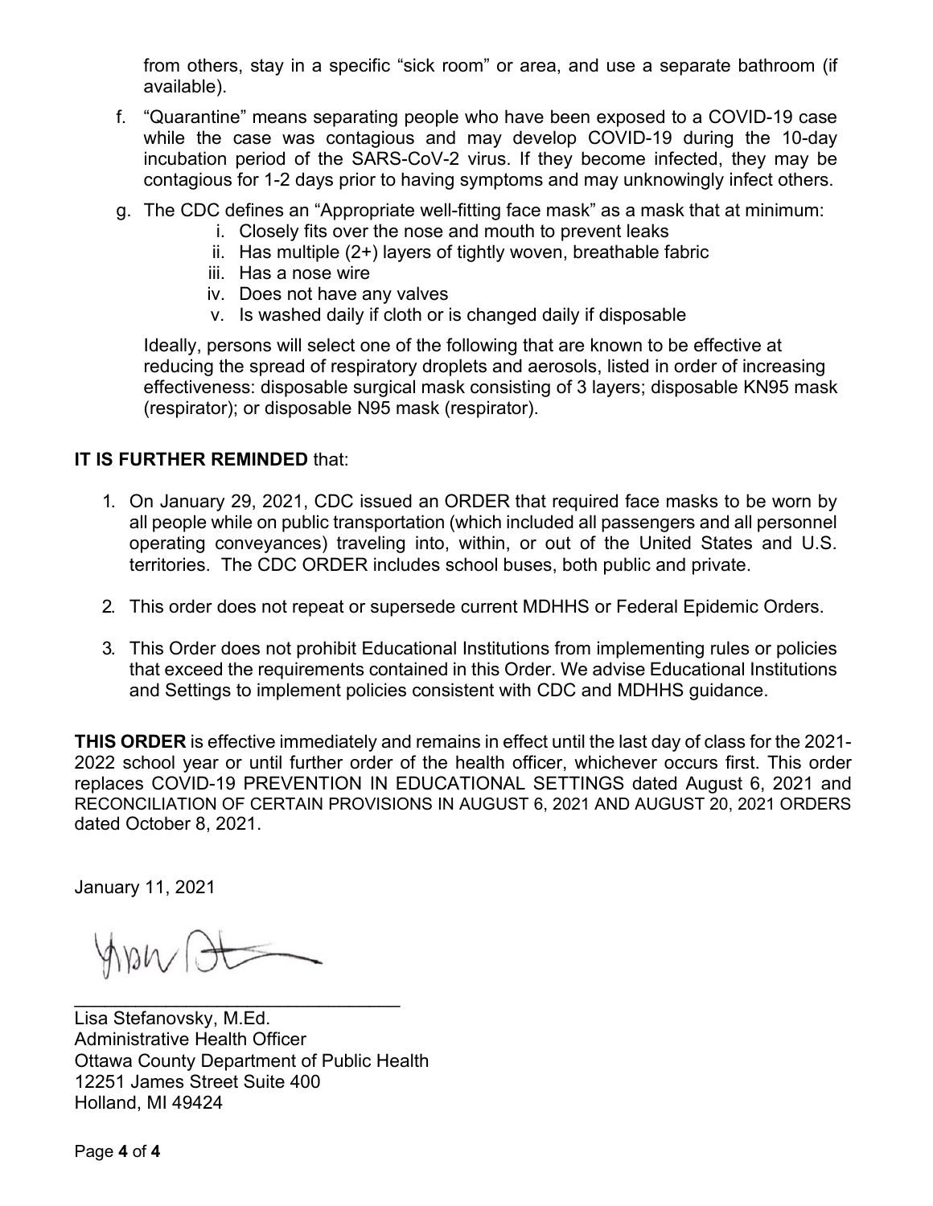from others, stay in a specific "sick room" or area, and use a separate bathroom (if available).

f. "Quarantine" means separating people who have been exposed to a COVID-19 case while the case was contagious and may develop COVID-19 during the 10-day incubation period of the SARS-CoV-2 virus. If they become infected, they may be contagious for 1-2 days prior to having symptoms and may unknowingly infect others.

g. The CDC defines an "Appropriate well-fitting face mask" as a mask that at minimum:
   i. Closely fits over the nose and mouth to prevent leaks
   ii. Has multiple (2+) layers of tightly woven, breathable fabric
   iii. Has a nose wire
   iv. Does not have any valves
   v. Is washed daily if cloth or is changed daily if disposable

   Ideally, persons will select one of the following that are known to be effective at reducing the spread of respiratory droplets and aerosols, listed in order of increasing effectiveness: disposable surgical mask consisting of 3 layers; disposable KN95 mask (respirator); or disposable N95 mask (respirator).

**IT IS FURTHER REMINDED** that:

1. On January 29, 2021, CDC issued an ORDER that required face masks to be worn by all people while on public transportation (which included all passengers and all personnel operating conveyances) traveling into, within, or out of the United States and U.S. territories. The CDC ORDER includes school buses, both public and private.

2. This order does not repeat or supersede current MDHHS or Federal Epidemic Orders.

3. This Order does not prohibit Educational Institutions from implementing rules or policies that exceed the requirements contained in this Order. We advise Educational Institutions and Settings to implement policies consistent with CDC and MDHHS guidance.

**THIS ORDER** is effective immediately and remains in effect until the last day of class for the 2021-2022 school year or until further order of the health officer, whichever occurs first. This order replaces COVID-19 PREVENTION IN EDUCATIONAL SETTINGS dated August 6, 2021 and RECONCILIATION OF CERTAIN PROVISIONS IN AUGUST 6, 2021 AND AUGUST 20, 2021 ORDERS dated October 8, 2021.

January 11, 2021

_________________________________

Lisa Stefanovsky, M.Ed.
Administrative Health Officer
Ottawa County Department of Public Health
12251 James Street Suite 400
Holland, MI 49424